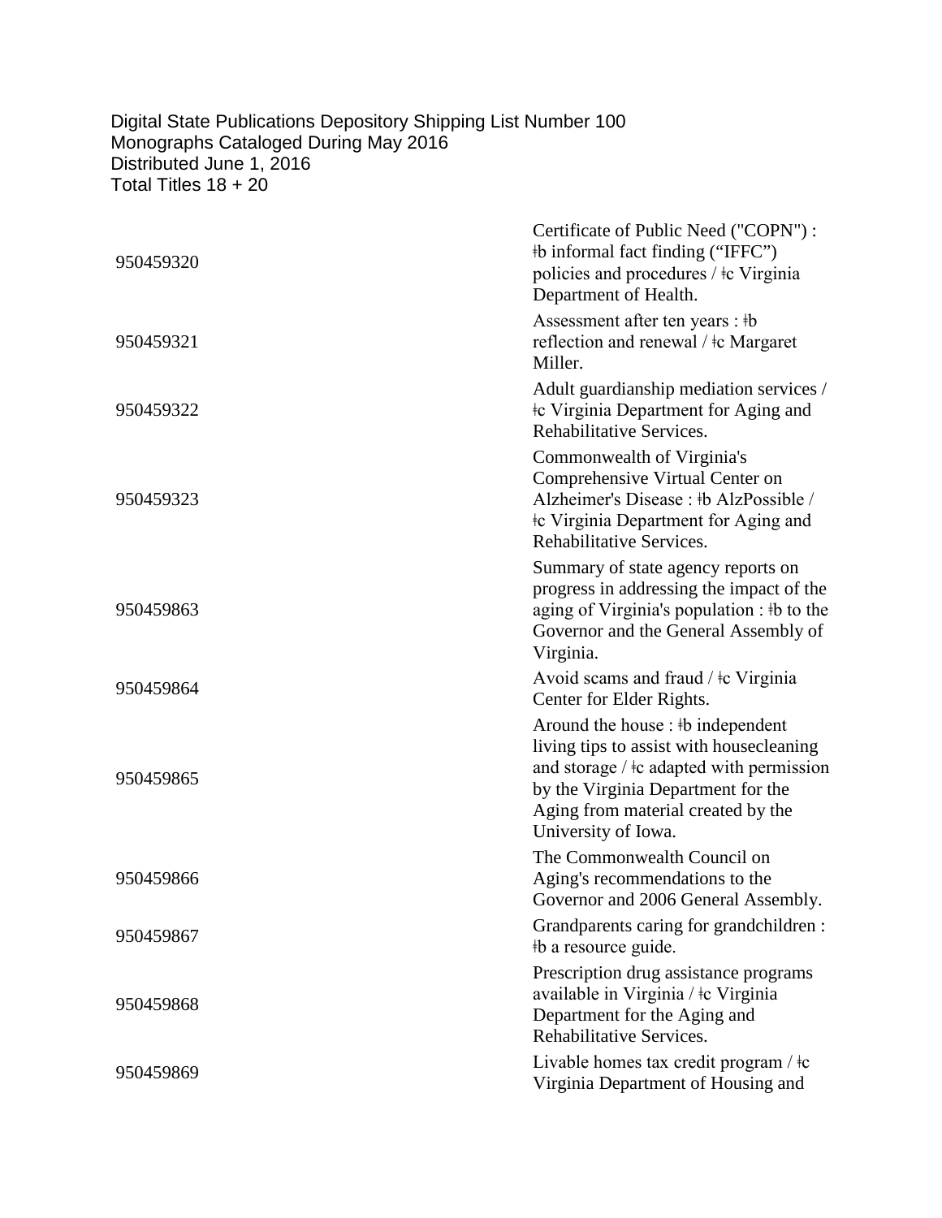Digital State Publications Depository Shipping List Number 100
Monographs Cataloged During May 2016
Distributed June 1, 2016
Total Titles 18 + 20

| | |
|---|---|
| 950459320 | Certificate of Public Need ("COPN") : ǂb informal fact finding ("IFFC") policies and procedures / ǂc Virginia Department of Health. |
| 950459321 | Assessment after ten years : ǂb reflection and renewal / ǂc Margaret Miller. |
| 950459322 | Adult guardianship mediation services / ǂc Virginia Department for Aging and Rehabilitative Services. |
| 950459323 | Commonwealth of Virginia's Comprehensive Virtual Center on Alzheimer's Disease : ǂb AlzPossible / ǂc Virginia Department for Aging and Rehabilitative Services. |
| 950459863 | Summary of state agency reports on progress in addressing the impact of the aging of Virginia's population : ǂb to the Governor and the General Assembly of Virginia. |
| 950459864 | Avoid scams and fraud / ǂc Virginia Center for Elder Rights. |
| 950459865 | Around the house : ǂb independent living tips to assist with housecleaning and storage / ǂc adapted with permission by the Virginia Department for the Aging from material created by the University of Iowa. |
| 950459866 | The Commonwealth Council on Aging's recommendations to the Governor and 2006 General Assembly. |
| 950459867 | Grandparents caring for grandchildren : ǂb a resource guide. |
| 950459868 | Prescription drug assistance programs available in Virginia / ǂc Virginia Department for the Aging and Rehabilitative Services. |
| 950459869 | Livable homes tax credit program / ǂc Virginia Department of Housing and |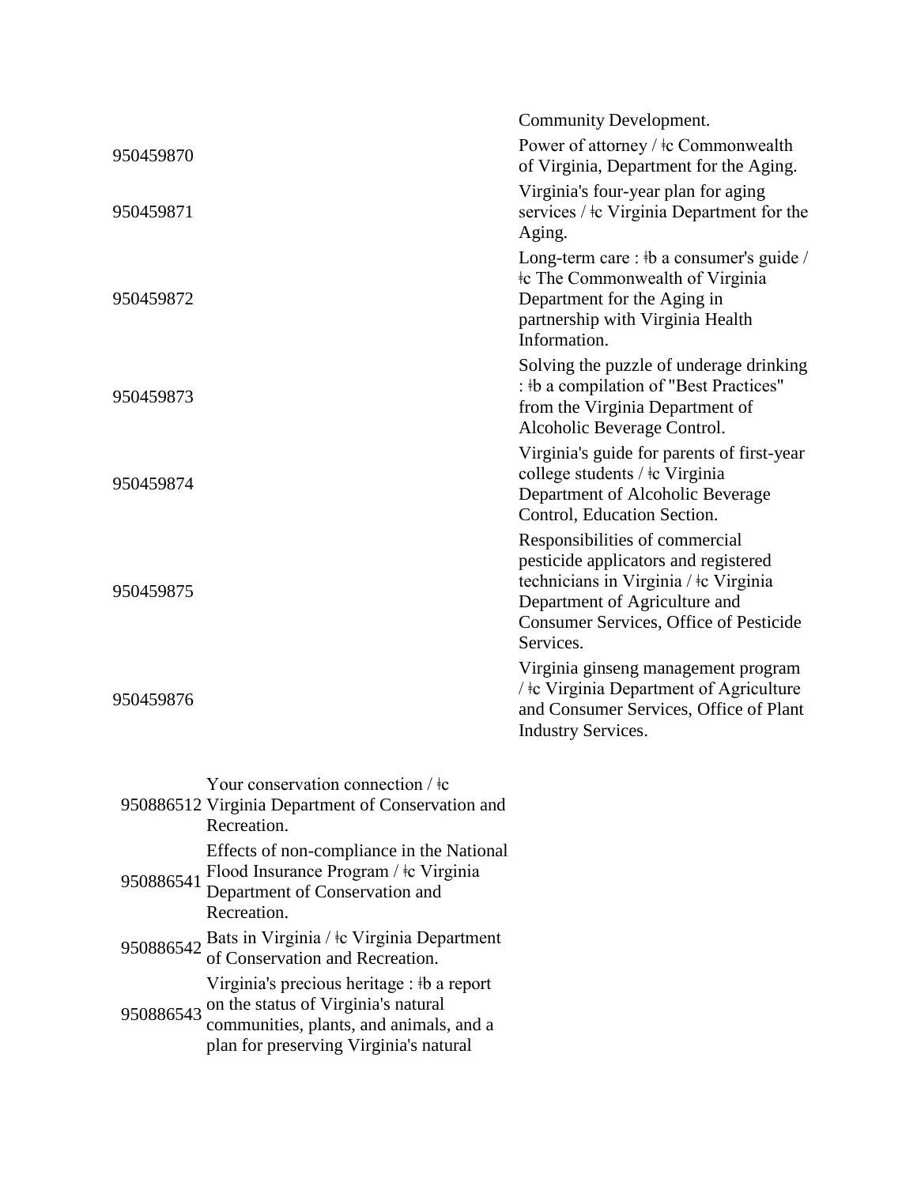| | |
|---|---|
| | Community Development. |
| 950459870 | Power of attorney / ǂc Commonwealth of Virginia, Department for the Aging. |
| 950459871 | Virginia's four-year plan for aging services / ǂc Virginia Department for the Aging. |
| 950459872 | Long-term care : ǂb a consumer's guide / ǂc The Commonwealth of Virginia Department for the Aging in partnership with Virginia Health Information. |
| 950459873 | Solving the puzzle of underage drinking : ǂb a compilation of "Best Practices" from the Virginia Department of Alcoholic Beverage Control. |
| 950459874 | Virginia's guide for parents of first-year college students / ǂc Virginia Department of Alcoholic Beverage Control, Education Section. |
| 950459875 | Responsibilities of commercial pesticide applicators and registered technicians in Virginia / ǂc Virginia Department of Agriculture and Consumer Services, Office of Pesticide Services. |
| 950459876 | Virginia ginseng management program / ǂc Virginia Department of Agriculture and Consumer Services, Office of Plant Industry Services. |

| | |
|---|---|
| 950886512 | Your conservation connection / ǂc Virginia Department of Conservation and Recreation. |
| 950886541 | Effects of non-compliance in the National Flood Insurance Program / ǂc Virginia Department of Conservation and Recreation. |
| 950886542 | Bats in Virginia / ǂc Virginia Department of Conservation and Recreation. |
| 950886543 | Virginia's precious heritage : ǂb a report on the status of Virginia's natural communities, plants, and animals, and a plan for preserving Virginia's natural |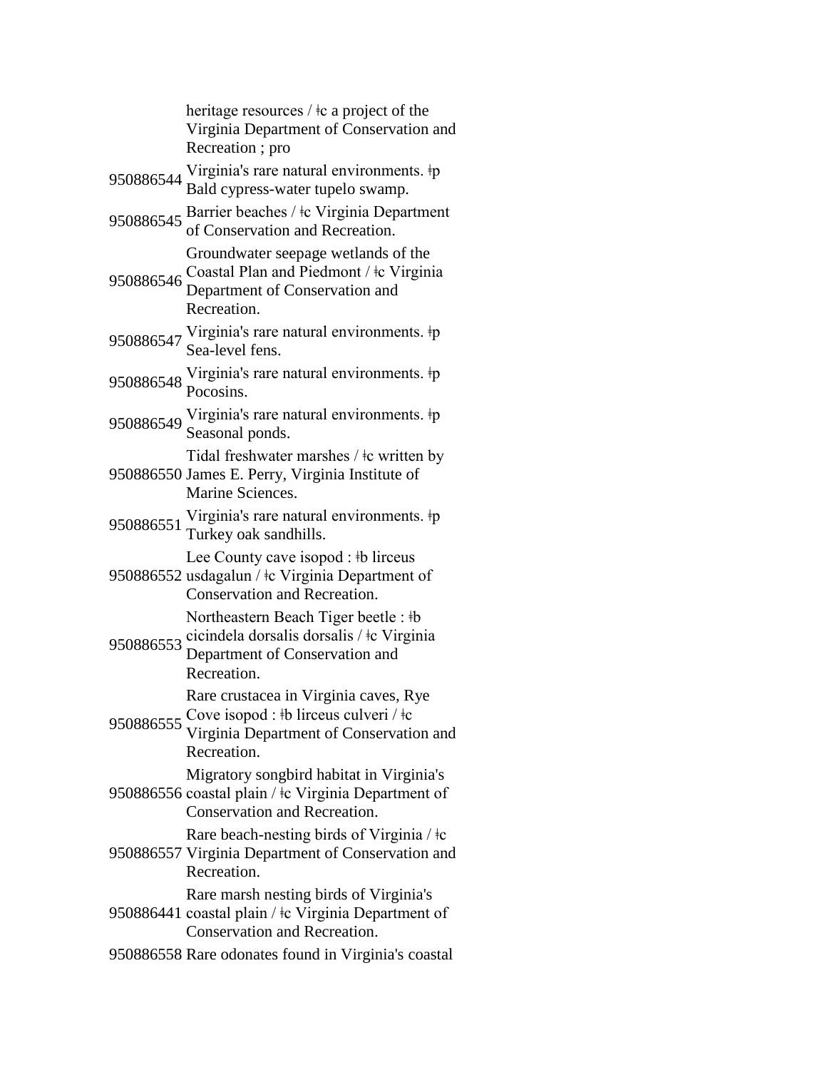| | |
|---|---|
| | heritage resources / ǂc a project of the Virginia Department of Conservation and Recreation ; pro |
| 950886544 | Virginia's rare natural environments. ǂp Bald cypress-water tupelo swamp. |
| 950886545 | Barrier beaches / ǂc Virginia Department of Conservation and Recreation. |
| 950886546 | Groundwater seepage wetlands of the Coastal Plan and Piedmont / ǂc Virginia Department of Conservation and Recreation. |
| 950886547 | Virginia's rare natural environments. ǂp Sea-level fens. |
| 950886548 | Virginia's rare natural environments. ǂp Pocosins. |
| 950886549 | Virginia's rare natural environments. ǂp Seasonal ponds. |
| 950886550 | Tidal freshwater marshes / ǂc written by James E. Perry, Virginia Institute of Marine Sciences. |
| 950886551 | Virginia's rare natural environments. ǂp Turkey oak sandhills. |
| 950886552 | Lee County cave isopod : ǂb lirceus usdagalun / ǂc Virginia Department of Conservation and Recreation. |
| 950886553 | Northeastern Beach Tiger beetle : ǂb cicindela dorsalis dorsalis / ǂc Virginia Department of Conservation and Recreation. |
| 950886555 | Rare crustacea in Virginia caves, Rye Cove isopod : ǂb lirceus culveri / ǂc Virginia Department of Conservation and Recreation. |
| 950886556 | Migratory songbird habitat in Virginia's coastal plain / ǂc Virginia Department of Conservation and Recreation. |
| 950886557 | Rare beach-nesting birds of Virginia / ǂc Virginia Department of Conservation and Recreation. |
| 950886441 | Rare marsh nesting birds of Virginia's coastal plain / ǂc Virginia Department of Conservation and Recreation. |
| 950886558 | Rare odonates found in Virginia's coastal |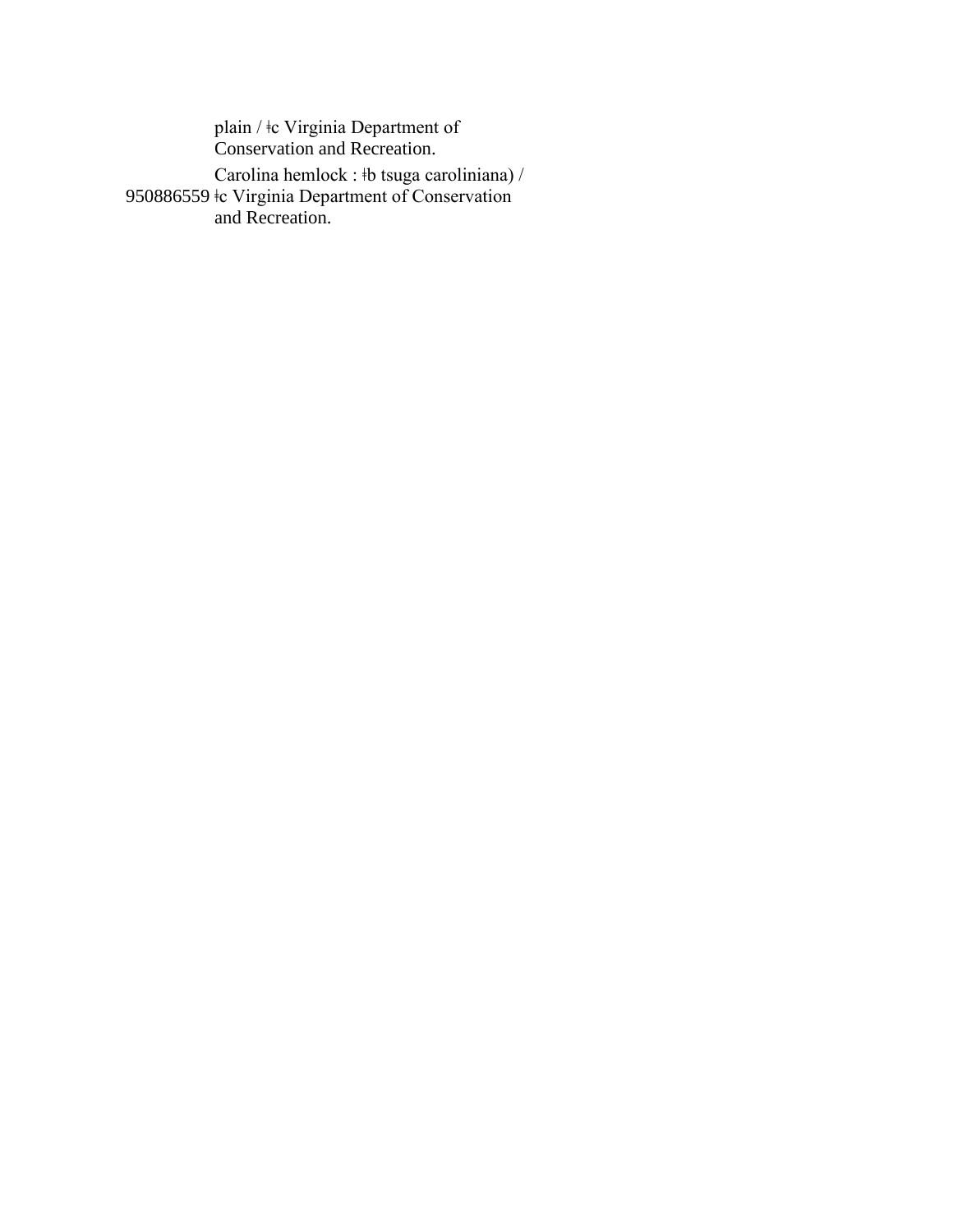| | |
|---|---|
| | plain / ǂc Virginia Department of Conservation and Recreation. |
| 950886559 | Carolina hemlock : ǂb tsuga caroliniana) / ǂc Virginia Department of Conservation and Recreation. |